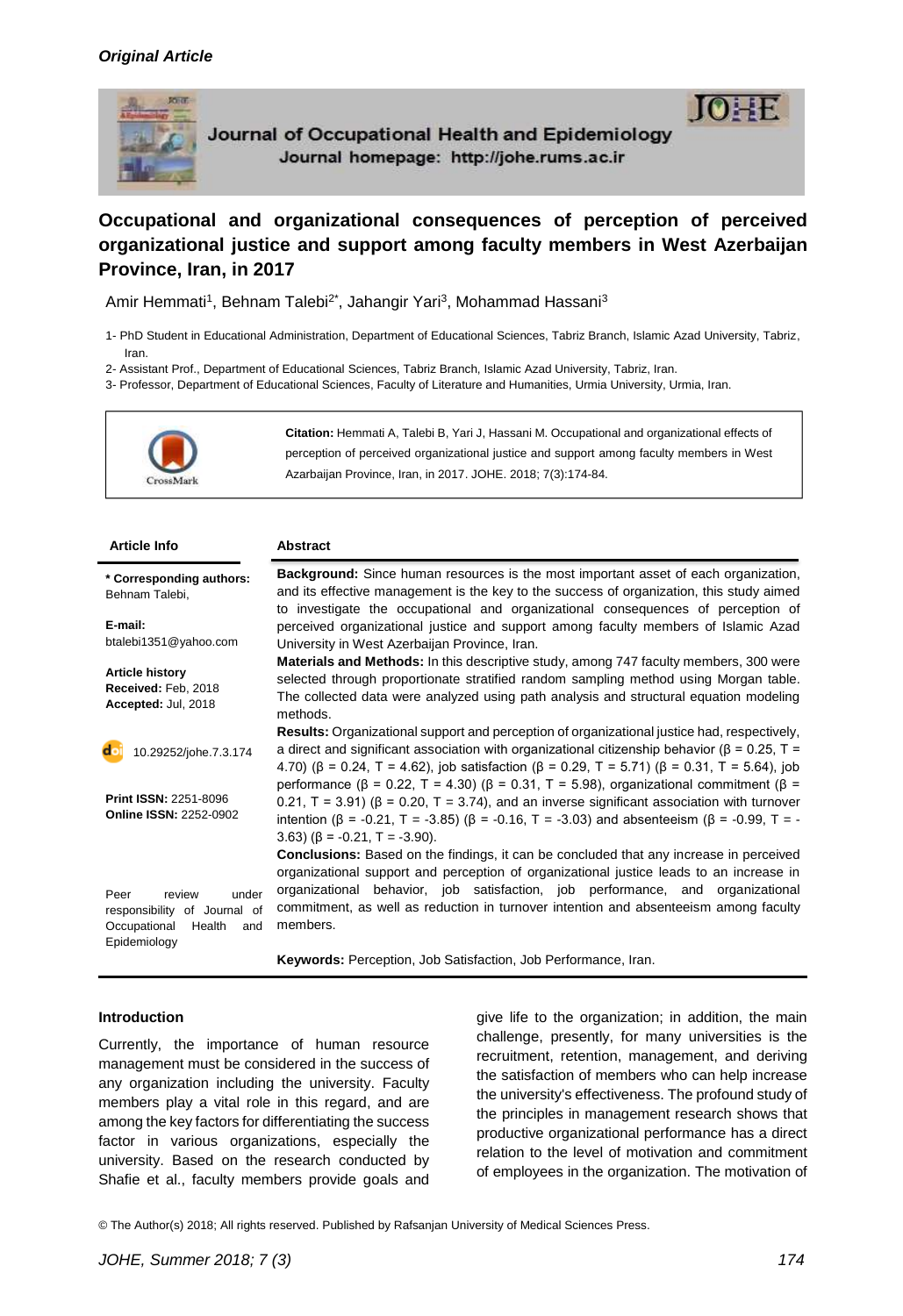*Original Article*

Journal of Occupational Health and Epidemiology
Journal homepage: http://johe.rums.ac.ir

# Occupational and organizational consequences of perception of perceived organizational justice and support among faculty members in West Azerbaijan Province, Iran, in 2017

Amir Hemmati[1], Behnam Talebi[2*], Jahangir Yari[3], Mohammad Hassani[3]

1- PhD Student in Educational Administration, Department of Educational Sciences, Tabriz Branch, Islamic Azad University, Tabriz, Iran.

2- Assistant Prof., Department of Educational Sciences, Tabriz Branch, Islamic Azad University, Tabriz, Iran.

3- Professor, Department of Educational Sciences, Faculty of Literature and Humanities, Urmia University, Urmia, Iran.

**Citation:** Hemmati A, Talebi B, Yari J, Hassani M. Occupational and organizational effects of perception of perceived organizational justice and support among faculty members in West Azarbaijan Province, Iran, in 2017. JOHE. 2018; 7(3):174-84.

**Article Info**

**\* Corresponding authors:** Behnam Talebi,

**E-mail:** btalebi1351@yahoo.com

**Article history**
**Received:** Feb, 2018
**Accepted:** Jul, 2018

10.29252/johe.7.3.174

**Print ISSN:** 2251-8096
**Online ISSN:** 2252-0902

Peer review under responsibility of Journal of Occupational Health and Epidemiology

**Abstract**

**Background:** Since human resources is the most important asset of each organization, and its effective management is the key to the success of organization, this study aimed to investigate the occupational and organizational consequences of perception of perceived organizational justice and support among faculty members of Islamic Azad University in West Azerbaijan Province, Iran.

**Materials and Methods:** In this descriptive study, among 747 faculty members, 300 were selected through proportionate stratified random sampling method using Morgan table. The collected data were analyzed using path analysis and structural equation modeling methods.

**Results:** Organizational support and perception of organizational justice had, respectively, a direct and significant association with organizational citizenship behavior (β = 0.25, T = 4.70) (β = 0.24, T = 4.62), job satisfaction (β = 0.29, T = 5.71) (β = 0.31, T = 5.64), job performance (β = 0.22, T = 4.30) (β = 0.31, T = 5.98), organizational commitment (β = 0.21, T = 3.91) (β = 0.20, T = 3.74), and an inverse significant association with turnover intention (β = -0.21, T = -3.85) (β = -0.16, T = -3.03) and absenteeism (β = -0.99, T = -3.63) (β = -0.21, T = -3.90).

**Conclusions:** Based on the findings, it can be concluded that any increase in perceived organizational support and perception of organizational justice leads to an increase in organizational behavior, job satisfaction, job performance, and organizational commitment, as well as reduction in turnover intention and absenteeism among faculty members.

**Keywords:** Perception, Job Satisfaction, Job Performance, Iran.

## Introduction

Currently, the importance of human resource management must be considered in the success of any organization including the university. Faculty members play a vital role in this regard, and are among the key factors for differentiating the success factor in various organizations, especially the university. Based on the research conducted by Shafie et al., faculty members provide goals and give life to the organization; in addition, the main challenge, presently, for many universities is the recruitment, retention, management, and deriving the satisfaction of members who can help increase the university's effectiveness. The profound study of the principles in management research shows that productive organizational performance has a direct relation to the level of motivation and commitment of employees in the organization. The motivation of

© The Author(s) 2018; All rights reserved. Published by Rafsanjan University of Medical Sciences Press.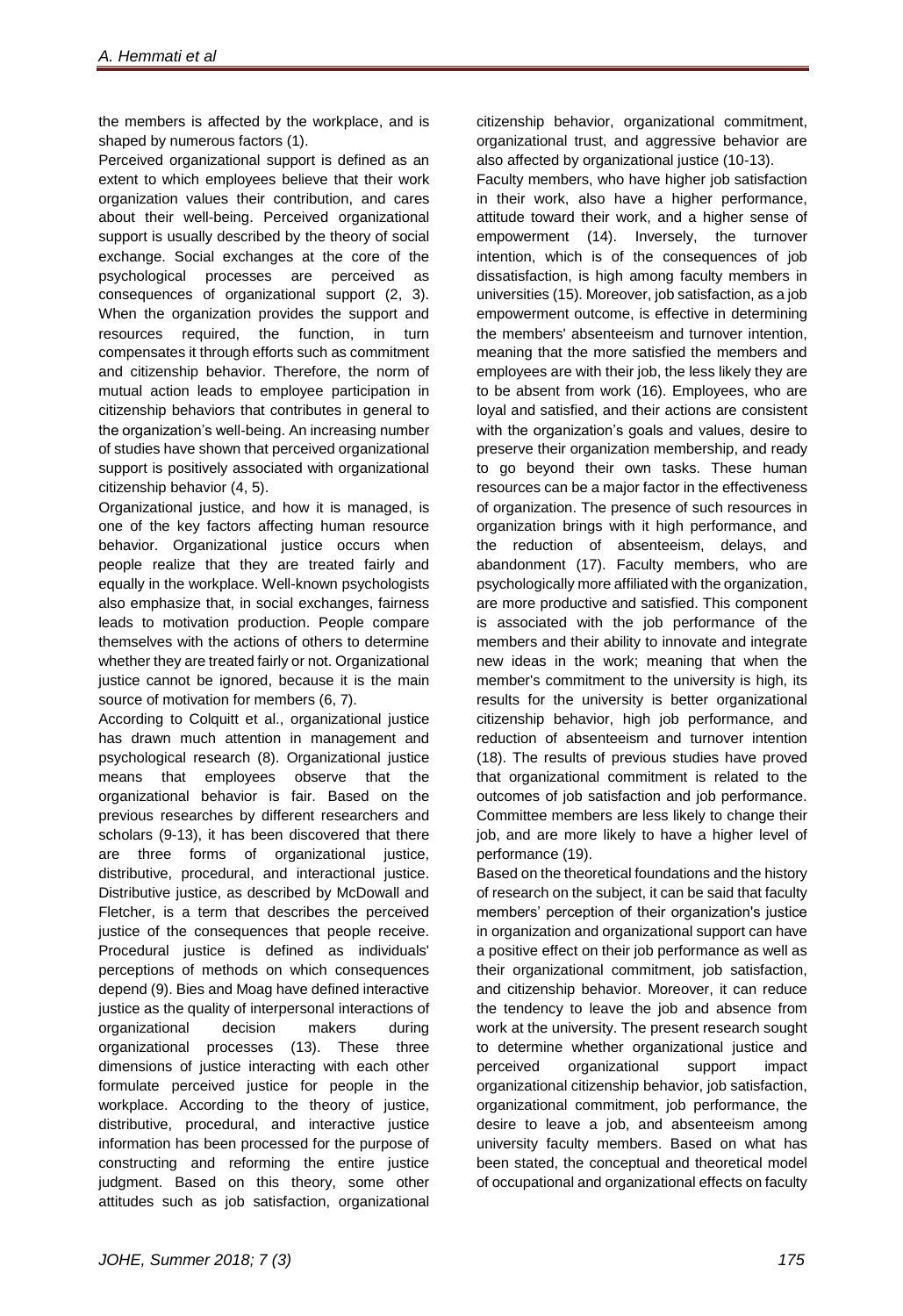the members is affected by the workplace, and is shaped by numerous factors (1).

Perceived organizational support is defined as an extent to which employees believe that their work organization values their contribution, and cares about their well-being. Perceived organizational support is usually described by the theory of social exchange. Social exchanges at the core of the psychological processes are perceived as consequences of organizational support (2, 3). When the organization provides the support and resources required, the function, in turn compensates it through efforts such as commitment and citizenship behavior. Therefore, the norm of mutual action leads to employee participation in citizenship behaviors that contributes in general to the organization's well-being. An increasing number of studies have shown that perceived organizational support is positively associated with organizational citizenship behavior (4, 5).

Organizational justice, and how it is managed, is one of the key factors affecting human resource behavior. Organizational justice occurs when people realize that they are treated fairly and equally in the workplace. Well-known psychologists also emphasize that, in social exchanges, fairness leads to motivation production. People compare themselves with the actions of others to determine whether they are treated fairly or not. Organizational justice cannot be ignored, because it is the main source of motivation for members (6, 7).

According to Colquitt et al., organizational justice has drawn much attention in management and psychological research (8). Organizational justice means that employees observe that the organizational behavior is fair. Based on the previous researches by different researchers and scholars (9-13), it has been discovered that there are three forms of organizational justice, distributive, procedural, and interactional justice. Distributive justice, as described by McDowall and Fletcher, is a term that describes the perceived justice of the consequences that people receive. Procedural justice is defined as individuals' perceptions of methods on which consequences depend (9). Bies and Moag have defined interactive justice as the quality of interpersonal interactions of organizational decision makers during organizational processes (13). These three dimensions of justice interacting with each other formulate perceived justice for people in the workplace. According to the theory of justice, distributive, procedural, and interactive justice information has been processed for the purpose of constructing and reforming the entire justice judgment. Based on this theory, some other attitudes such as job satisfaction, organizational citizenship behavior, organizational commitment, organizational trust, and aggressive behavior are also affected by organizational justice (10-13).

Faculty members, who have higher job satisfaction in their work, also have a higher performance, attitude toward their work, and a higher sense of empowerment (14). Inversely, the turnover intention, which is of the consequences of job dissatisfaction, is high among faculty members in universities (15). Moreover, job satisfaction, as a job empowerment outcome, is effective in determining the members' absenteeism and turnover intention, meaning that the more satisfied the members and employees are with their job, the less likely they are to be absent from work (16). Employees, who are loyal and satisfied, and their actions are consistent with the organization's goals and values, desire to preserve their organization membership, and ready to go beyond their own tasks. These human resources can be a major factor in the effectiveness of organization. The presence of such resources in organization brings with it high performance, and the reduction of absenteeism, delays, and abandonment (17). Faculty members, who are psychologically more affiliated with the organization, are more productive and satisfied. This component is associated with the job performance of the members and their ability to innovate and integrate new ideas in the work; meaning that when the member's commitment to the university is high, its results for the university is better organizational citizenship behavior, high job performance, and reduction of absenteeism and turnover intention (18). The results of previous studies have proved that organizational commitment is related to the outcomes of job satisfaction and job performance. Committee members are less likely to change their job, and are more likely to have a higher level of performance (19).

Based on the theoretical foundations and the history of research on the subject, it can be said that faculty members' perception of their organization's justice in organization and organizational support can have a positive effect on their job performance as well as their organizational commitment, job satisfaction, and citizenship behavior. Moreover, it can reduce the tendency to leave the job and absence from work at the university. The present research sought to determine whether organizational justice and perceived organizational support impact organizational citizenship behavior, job satisfaction, organizational commitment, job performance, the desire to leave a job, and absenteeism among university faculty members. Based on what has been stated, the conceptual and theoretical model of occupational and organizational effects on faculty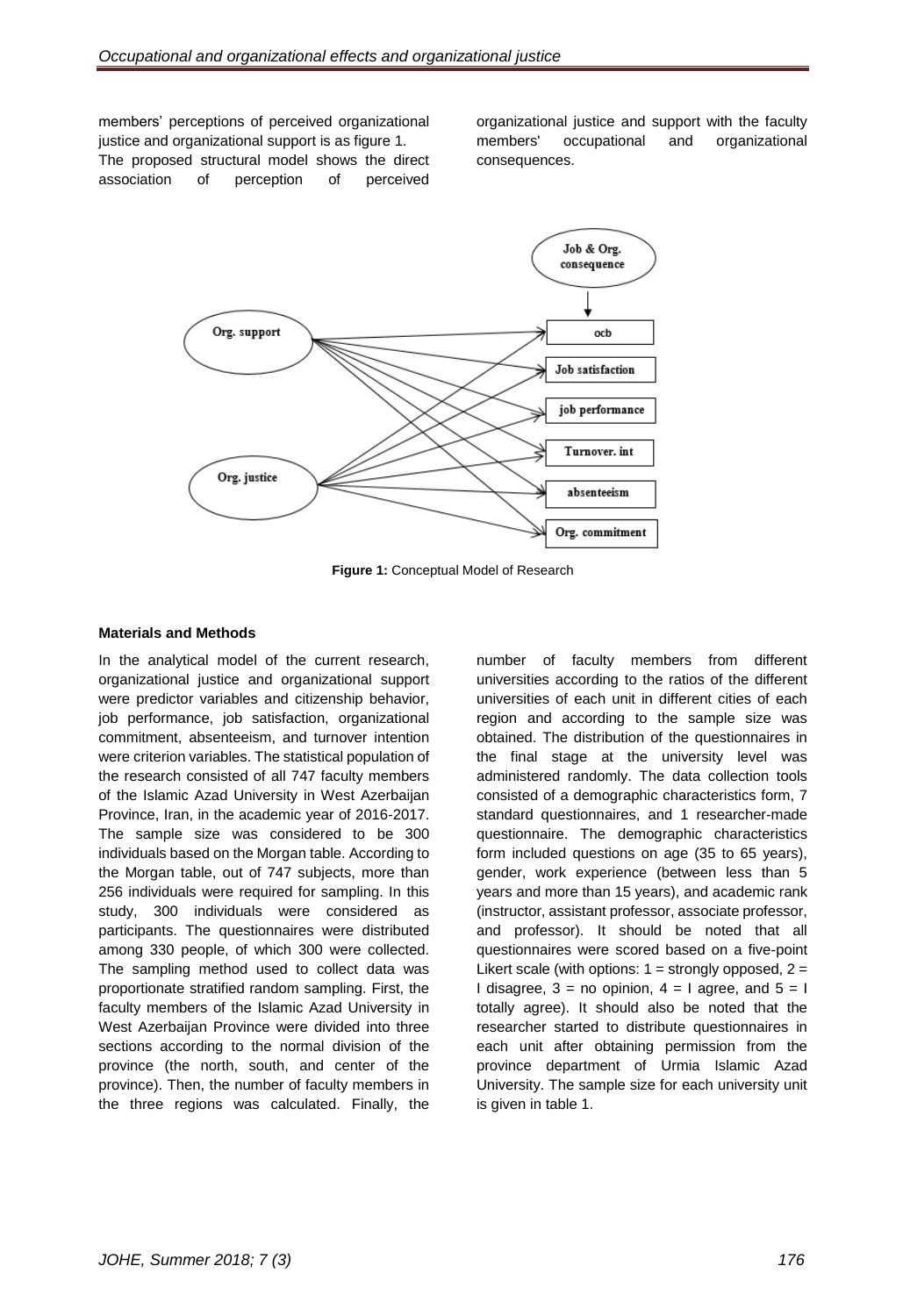members' perceptions of perceived organizational justice and organizational support is as figure 1.

The proposed structural model shows the direct association of perception of perceived organizational justice and support with the faculty members' occupational and organizational consequences.

**Figure 1:** Conceptual Model of Research

#### Materials and Methods

In the analytical model of the current research, organizational justice and organizational support were predictor variables and citizenship behavior, job performance, job satisfaction, organizational commitment, absenteeism, and turnover intention were criterion variables. The statistical population of the research consisted of all 747 faculty members of the Islamic Azad University in West Azerbaijan Province, Iran, in the academic year of 2016-2017. The sample size was considered to be 300 individuals based on the Morgan table. According to the Morgan table, out of 747 subjects, more than 256 individuals were required for sampling. In this study, 300 individuals were considered as participants. The questionnaires were distributed among 330 people, of which 300 were collected. The sampling method used to collect data was proportionate stratified random sampling. First, the faculty members of the Islamic Azad University in West Azerbaijan Province were divided into three sections according to the normal division of the province (the north, south, and center of the province). Then, the number of faculty members in the three regions was calculated. Finally, the number of faculty members from different universities according to the ratios of the different universities of each unit in different cities of each region and according to the sample size was obtained. The distribution of the questionnaires in the final stage at the university level was administered randomly. The data collection tools consisted of a demographic characteristics form, 7 standard questionnaires, and 1 researcher-made questionnaire. The demographic characteristics form included questions on age (35 to 65 years), gender, work experience (between less than 5 years and more than 15 years), and academic rank (instructor, assistant professor, associate professor, and professor). It should be noted that all questionnaires were scored based on a five-point Likert scale (with options: 1 = strongly opposed, 2 = I disagree, 3 = no opinion, 4 = I agree, and 5 = I totally agree). It should also be noted that the researcher started to distribute questionnaires in each unit after obtaining permission from the province department of Urmia Islamic Azad University. The sample size for each university unit is given in table 1.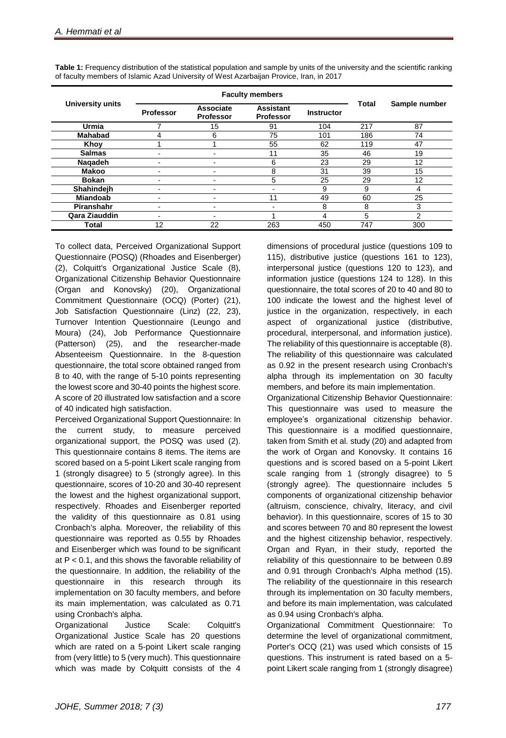**Table 1:** Frequency distribution of the statistical population and sample by units of the university and the scientific ranking of faculty members of Islamic Azad University of West Azarbaijan Provice, Iran, in 2017

| University units | Faculty members | | | | Total | Sample number |
|---|---|---|---|---|---|---|
| | Professor | Associate Professor | Assistant Professor | Instructor | | |
| **Urmia** | 7 | 15 | 91 | 104 | 217 | 87 |
| **Mahabad** | 4 | 6 | 75 | 101 | 186 | 74 |
| **Khoy** | 1 | 1 | 55 | 62 | 119 | 47 |
| **Salmas** | - | - | 11 | 35 | 46 | 19 |
| **Naqadeh** | - | - | 6 | 23 | 29 | 12 |
| **Makoo** | - | - | 8 | 31 | 39 | 15 |
| **Bokan** | - | - | 5 | 25 | 29 | 12 |
| **Shahindejh** | - | - | - | 9 | 9 | 4 |
| **Miandoab** | - | - | 11 | 49 | 60 | 25 |
| **Piranshahr** | - | - | - | 8 | 8 | 3 |
| **Qara Ziauddin** | - | - | 1 | 4 | 5 | 2 |
| **Total** | 12 | 22 | 263 | 450 | 747 | 300 |

To collect data, Perceived Organizational Support Questionnaire (POSQ) (Rhoades and Eisenberger) (2), Colquitt's Organizational Justice Scale (8), Organizational Citizenship Behavior Questionnaire (Organ and Konovsky) (20), Organizational Commitment Questionnaire (OCQ) (Porter) (21), Job Satisfaction Questionnaire (Linz) (22, 23), Turnover Intention Questionnaire (Leungo and Moura) (24), Job Performance Questionnaire (Patterson) (25), and the researcher-made Absenteeism Questionnaire. In the 8-question questionnaire, the total score obtained ranged from 8 to 40, with the range of 5-10 points representing the lowest score and 30-40 points the highest score. A score of 20 illustrated low satisfaction and a score of 40 indicated high satisfaction.

Perceived Organizational Support Questionnaire: In the current study, to measure perceived organizational support, the POSQ was used (2). This questionnaire contains 8 items. The items are scored based on a 5-point Likert scale ranging from 1 (strongly disagree) to 5 (strongly agree). In this questionnaire, scores of 10-20 and 30-40 represent the lowest and the highest organizational support, respectively. Rhoades and Eisenberger reported the validity of this questionnaire as 0.81 using Cronbach's alpha. Moreover, the reliability of this questionnaire was reported as 0.55 by Rhoades and Eisenberger which was found to be significant at $P < 0.1$, and this shows the favorable reliability of the questionnaire. In addition, the reliability of the questionnaire in this research through its implementation on 30 faculty members, and before its main implementation, was calculated as 0.71 using Cronbach's alpha.

Organizational Justice Scale: Colquitt's Organizational Justice Scale has 20 questions which are rated on a 5-point Likert scale ranging from (very little) to 5 (very much). This questionnaire which was made by Colquitt consists of the 4 dimensions of procedural justice (questions 109 to 115), distributive justice (questions 161 to 123), interpersonal justice (questions 120 to 123), and information justice (questions 124 to 128). In this questionnaire, the total scores of 20 to 40 and 80 to 100 indicate the lowest and the highest level of justice in the organization, respectively, in each aspect of organizational justice (distributive, procedural, interpersonal, and information justice). The reliability of this questionnaire is acceptable (8). The reliability of this questionnaire was calculated as 0.92 in the present research using Cronbach's alpha through its implementation on 30 faculty members, and before its main implementation.

Organizational Citizenship Behavior Questionnaire: This questionnaire was used to measure the employee's organizational citizenship behavior. This questionnaire is a modified questionnaire, taken from Smith et al. study (20) and adapted from the work of Organ and Konovsky. It contains 16 questions and is scored based on a 5-point Likert scale ranging from 1 (strongly disagree) to 5 (strongly agree). The questionnaire includes 5 components of organizational citizenship behavior (altruism, conscience, chivalry, literacy, and civil behavior). In this questionnaire, scores of 15 to 30 and scores between 70 and 80 represent the lowest and the highest citizenship behavior, respectively. Organ and Ryan, in their study, reported the reliability of this questionnaire to be between 0.89 and 0.91 through Cronbach's Alpha method (15). The reliability of the questionnaire in this research through its implementation on 30 faculty members, and before its main implementation, was calculated as 0.94 using Cronbach's alpha.

Organizational Commitment Questionnaire: To determine the level of organizational commitment, Porter's OCQ (21) was used which consists of 15 questions. This instrument is rated based on a 5-point Likert scale ranging from 1 (strongly disagree)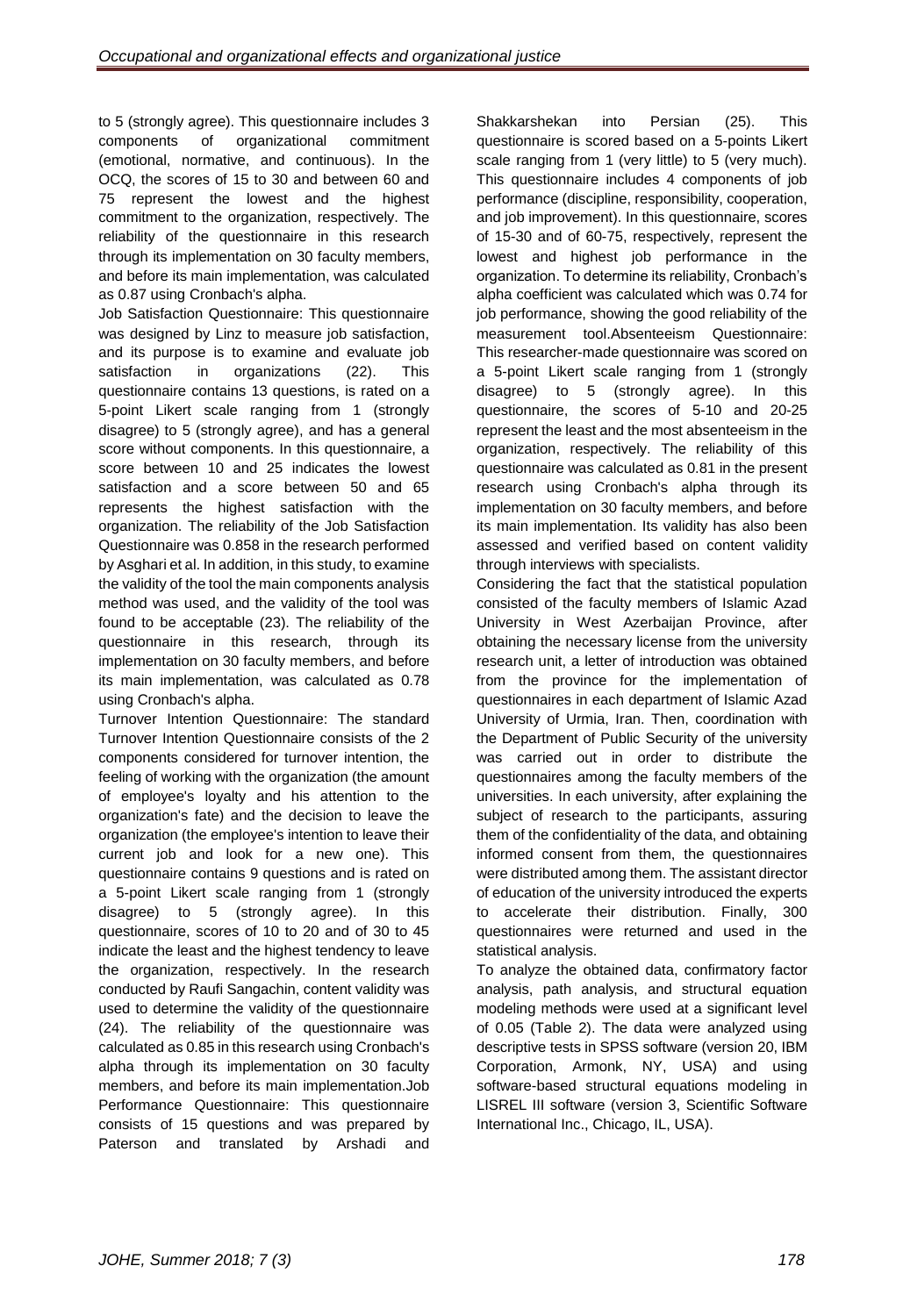to 5 (strongly agree). This questionnaire includes 3 components of organizational commitment (emotional, normative, and continuous). In the OCQ, the scores of 15 to 30 and between 60 and 75 represent the lowest and the highest commitment to the organization, respectively. The reliability of the questionnaire in this research through its implementation on 30 faculty members, and before its main implementation, was calculated as 0.87 using Cronbach's alpha.

Job Satisfaction Questionnaire: This questionnaire was designed by Linz to measure job satisfaction, and its purpose is to examine and evaluate job satisfaction in organizations (22). This questionnaire contains 13 questions, is rated on a 5-point Likert scale ranging from 1 (strongly disagree) to 5 (strongly agree), and has a general score without components. In this questionnaire, a score between 10 and 25 indicates the lowest satisfaction and a score between 50 and 65 represents the highest satisfaction with the organization. The reliability of the Job Satisfaction Questionnaire was 0.858 in the research performed by Asghari et al. In addition, in this study, to examine the validity of the tool the main components analysis method was used, and the validity of the tool was found to be acceptable (23). The reliability of the questionnaire in this research, through its implementation on 30 faculty members, and before its main implementation, was calculated as 0.78 using Cronbach's alpha.

Turnover Intention Questionnaire: The standard Turnover Intention Questionnaire consists of the 2 components considered for turnover intention, the feeling of working with the organization (the amount of employee's loyalty and his attention to the organization's fate) and the decision to leave the organization (the employee's intention to leave their current job and look for a new one). This questionnaire contains 9 questions and is rated on a 5-point Likert scale ranging from 1 (strongly disagree) to 5 (strongly agree). In this questionnaire, scores of 10 to 20 and of 30 to 45 indicate the least and the highest tendency to leave the organization, respectively. In the research conducted by Raufi Sangachin, content validity was used to determine the validity of the questionnaire (24). The reliability of the questionnaire was calculated as 0.85 in this research using Cronbach's alpha through its implementation on 30 faculty members, and before its main implementation.Job Performance Questionnaire: This questionnaire consists of 15 questions and was prepared by Paterson and translated by Arshadi and Shakkarshekan into Persian (25). This questionnaire is scored based on a 5-points Likert scale ranging from 1 (very little) to 5 (very much). This questionnaire includes 4 components of job performance (discipline, responsibility, cooperation, and job improvement). In this questionnaire, scores of 15-30 and of 60-75, respectively, represent the lowest and highest job performance in the organization. To determine its reliability, Cronbach's alpha coefficient was calculated which was 0.74 for job performance, showing the good reliability of the measurement tool.Absenteeism Questionnaire: This researcher-made questionnaire was scored on a 5-point Likert scale ranging from 1 (strongly disagree) to 5 (strongly agree). In this questionnaire, the scores of 5-10 and 20-25 represent the least and the most absenteeism in the organization, respectively. The reliability of this questionnaire was calculated as 0.81 in the present research using Cronbach's alpha through its implementation on 30 faculty members, and before its main implementation. Its validity has also been assessed and verified based on content validity through interviews with specialists.

Considering the fact that the statistical population consisted of the faculty members of Islamic Azad University in West Azerbaijan Province, after obtaining the necessary license from the university research unit, a letter of introduction was obtained from the province for the implementation of questionnaires in each department of Islamic Azad University of Urmia, Iran. Then, coordination with the Department of Public Security of the university was carried out in order to distribute the questionnaires among the faculty members of the universities. In each university, after explaining the subject of research to the participants, assuring them of the confidentiality of the data, and obtaining informed consent from them, the questionnaires were distributed among them. The assistant director of education of the university introduced the experts to accelerate their distribution. Finally, 300 questionnaires were returned and used in the statistical analysis.

To analyze the obtained data, confirmatory factor analysis, path analysis, and structural equation modeling methods were used at a significant level of 0.05 (Table 2). The data were analyzed using descriptive tests in SPSS software (version 20, IBM Corporation, Armonk, NY, USA) and using software-based structural equations modeling in LISREL III software (version 3, Scientific Software International Inc., Chicago, IL, USA).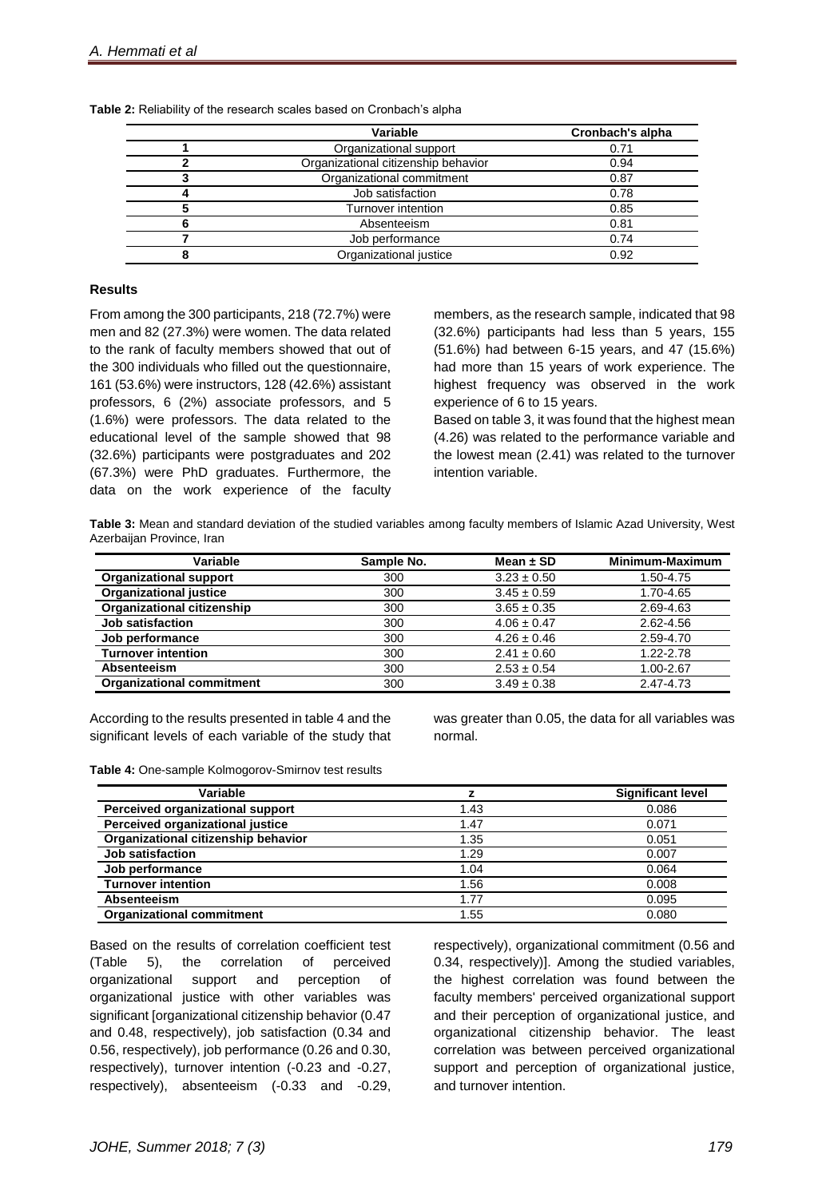**Table 2:** Reliability of the research scales based on Cronbach's alpha

| | Variable | Cronbach's alpha |
|---|---|---|
| **1** | Organizational support | 0.71 |
| **2** | Organizational citizenship behavior | 0.94 |
| **3** | Organizational commitment | 0.87 |
| **4** | Job satisfaction | 0.78 |
| **5** | Turnover intention | 0.85 |
| **6** | Absenteeism | 0.81 |
| **7** | Job performance | 0.74 |
| **8** | Organizational justice | 0.92 |

## Results

From among the 300 participants, 218 (72.7%) were men and 82 (27.3%) were women. The data related to the rank of faculty members showed that out of the 300 individuals who filled out the questionnaire, 161 (53.6%) were instructors, 128 (42.6%) assistant professors, 6 (2%) associate professors, and 5 (1.6%) were professors. The data related to the educational level of the sample showed that 98 (32.6%) participants were postgraduates and 202 (67.3%) were PhD graduates. Furthermore, the data on the work experience of the faculty members, as the research sample, indicated that 98 (32.6%) participants had less than 5 years, 155 (51.6%) had between 6-15 years, and 47 (15.6%) had more than 15 years of work experience. The highest frequency was observed in the work experience of 6 to 15 years.

Based on table 3, it was found that the highest mean (4.26) was related to the performance variable and the lowest mean (2.41) was related to the turnover intention variable.

**Table 3:** Mean and standard deviation of the studied variables among faculty members of Islamic Azad University, West Azerbaijan Province, Iran

| Variable | Sample No. | Mean ± SD | Minimum-Maximum |
|---|---|---|---|
| **Organizational support** | 300 | 3.23 ± 0.50 | 1.50-4.75 |
| **Organizational justice** | 300 | 3.45 ± 0.59 | 1.70-4.65 |
| **Organizational citizenship** | 300 | 3.65 ± 0.35 | 2.69-4.63 |
| **Job satisfaction** | 300 | 4.06 ± 0.47 | 2.62-4.56 |
| **Job performance** | 300 | 4.26 ± 0.46 | 2.59-4.70 |
| **Turnover intention** | 300 | 2.41 ± 0.60 | 1.22-2.78 |
| **Absenteeism** | 300 | 2.53 ± 0.54 | 1.00-2.67 |
| **Organizational commitment** | 300 | 3.49 ± 0.38 | 2.47-4.73 |

According to the results presented in table 4 and the significant levels of each variable of the study that was greater than 0.05, the data for all variables was normal.

**Table 4:** One-sample Kolmogorov-Smirnov test results

| Variable | z | Significant level |
|---|---|---|
| **Perceived organizational support** | 1.43 | 0.086 |
| **Perceived organizational justice** | 1.47 | 0.071 |
| **Organizational citizenship behavior** | 1.35 | 0.051 |
| **Job satisfaction** | 1.29 | 0.007 |
| **Job performance** | 1.04 | 0.064 |
| **Turnover intention** | 1.56 | 0.008 |
| **Absenteeism** | 1.77 | 0.095 |
| **Organizational commitment** | 1.55 | 0.080 |

Based on the results of correlation coefficient test (Table 5), the correlation of perceived organizational support and perception of organizational justice with other variables was significant [organizational citizenship behavior (0.47 and 0.48, respectively), job satisfaction (0.34 and 0.56, respectively), job performance (0.26 and 0.30, respectively), turnover intention (-0.23 and -0.27, respectively), absenteeism (-0.33 and -0.29, respectively), organizational commitment (0.56 and 0.34, respectively)]. Among the studied variables, the highest correlation was found between the faculty members' perceived organizational support and their perception of organizational justice, and organizational citizenship behavior. The least correlation was between perceived organizational support and perception of organizational justice, and turnover intention.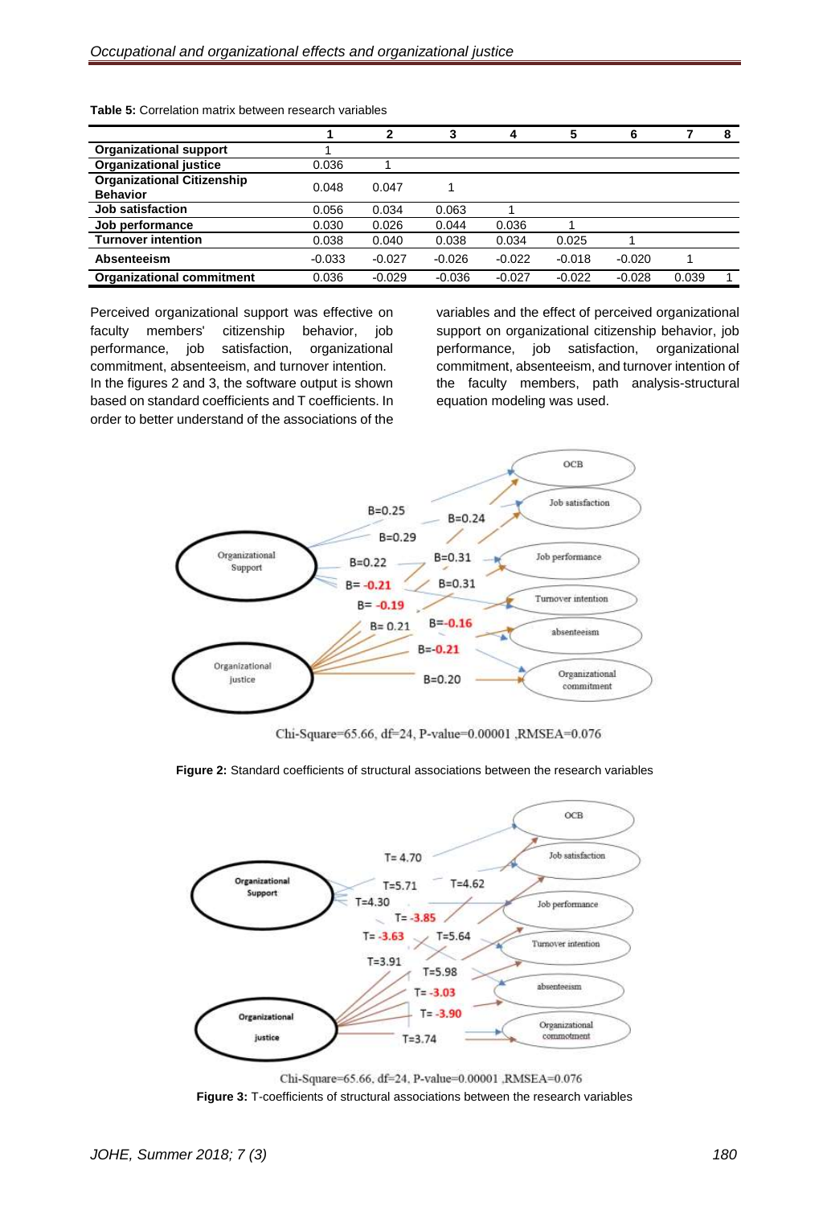**Table 5:** Correlation matrix between research variables

| | 1 | 2 | 3 | 4 | 5 | 6 | 7 | 8 |
|---|---|---|---|---|---|---|---|---|
| **Organizational support** | 1 | | | | | | | |
| **Organizational justice** | 0.036 | 1 | | | | | | |
| **Organizational Citizenship Behavior** | 0.048 | 0.047 | 1 | | | | | |
| **Job satisfaction** | 0.056 | 0.034 | 0.063 | 1 | | | | |
| **Job performance** | 0.030 | 0.026 | 0.044 | 0.036 | 1 | | | |
| **Turnover intention** | 0.038 | 0.040 | 0.038 | 0.034 | 0.025 | 1 | | |
| **Absenteeism** | -0.033 | -0.027 | -0.026 | -0.022 | -0.018 | -0.020 | 1 | |
| **Organizational commitment** | 0.036 | -0.029 | -0.036 | -0.027 | -0.022 | -0.028 | 0.039 | 1 |

Perceived organizational support was effective on faculty members' citizenship behavior, job performance, job satisfaction, organizational commitment, absenteeism, and turnover intention. In the figures 2 and 3, the software output is shown based on standard coefficients and T coefficients. In order to better understand of the associations of the variables and the effect of perceived organizational support on organizational citizenship behavior, job performance, job satisfaction, organizational commitment, absenteeism, and turnover intention of the faculty members, path analysis-structural equation modeling was used.

Chi-Square=65.66, df=24, P-value=0.00001 ,RMSEA=0.076

**Figure 2:** Standard coefficients of structural associations between the research variables

Chi-Square=65.66, df=24, P-value=0.00001 ,RMSEA=0.076

**Figure 3:** T-coefficients of structural associations between the research variables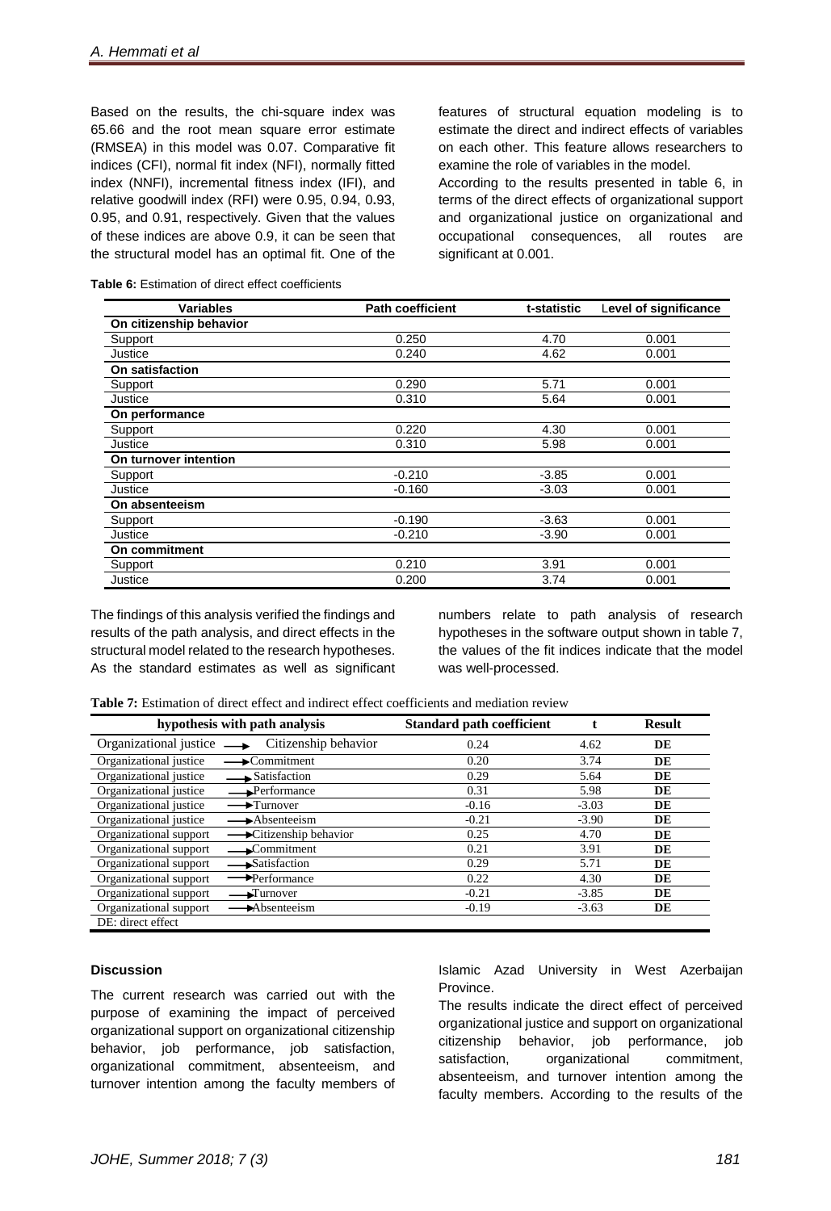Based on the results, the chi-square index was 65.66 and the root mean square error estimate (RMSEA) in this model was 0.07. Comparative fit indices (CFI), normal fit index (NFI), normally fitted index (NNFI), incremental fitness index (IFI), and relative goodwill index (RFI) were 0.95, 0.94, 0.93, 0.95, and 0.91, respectively. Given that the values of these indices are above 0.9, it can be seen that the structural model has an optimal fit. One of the features of structural equation modeling is to estimate the direct and indirect effects of variables on each other. This feature allows researchers to examine the role of variables in the model.

According to the results presented in table 6, in terms of the direct effects of organizational support and organizational justice on organizational and occupational consequences, all routes are significant at 0.001.

**Table 6:** Estimation of direct effect coefficients

| Variables | Path coefficient | t-statistic | Level of significance |
|---|---|---|---|
| **On citizenship behavior** | | | |
| Support | 0.250 | 4.70 | 0.001 |
| Justice | 0.240 | 4.62 | 0.001 |
| **On satisfaction** | | | |
| Support | 0.290 | 5.71 | 0.001 |
| Justice | 0.310 | 5.64 | 0.001 |
| **On performance** | | | |
| Support | 0.220 | 4.30 | 0.001 |
| Justice | 0.310 | 5.98 | 0.001 |
| **On turnover intention** | | | |
| Support | -0.210 | -3.85 | 0.001 |
| Justice | -0.160 | -3.03 | 0.001 |
| **On absenteeism** | | | |
| Support | -0.190 | -3.63 | 0.001 |
| Justice | -0.210 | -3.90 | 0.001 |
| **On commitment** | | | |
| Support | 0.210 | 3.91 | 0.001 |
| Justice | 0.200 | 3.74 | 0.001 |

The findings of this analysis verified the findings and results of the path analysis, and direct effects in the structural model related to the research hypotheses. As the standard estimates as well as significant numbers relate to path analysis of research hypotheses in the software output shown in table 7, the values of the fit indices indicate that the model was well-processed.

**Table 7:** Estimation of direct effect and indirect effect coefficients and mediation review

| hypothesis with path analysis | Standard path coefficient | t | Result |
|---|---|---|---|
| Organizational justice → Citizenship behavior | 0.24 | 4.62 | **DE** |
| Organizational justice → Commitment | 0.20 | 3.74 | **DE** |
| Organizational justice → Satisfaction | 0.29 | 5.64 | **DE** |
| Organizational justice → Performance | 0.31 | 5.98 | **DE** |
| Organizational justice → Turnover | -0.16 | -3.03 | **DE** |
| Organizational justice → Absenteeism | -0.21 | -3.90 | **DE** |
| Organizational support → Citizenship behavior | 0.25 | 4.70 | **DE** |
| Organizational support → Commitment | 0.21 | 3.91 | **DE** |
| Organizational support → Satisfaction | 0.29 | 5.71 | **DE** |
| Organizational support → Performance | 0.22 | 4.30 | **DE** |
| Organizational support → Turnover | -0.21 | -3.85 | **DE** |
| Organizational support → Absenteeism | -0.19 | -3.63 | **DE** |

DE: direct effect

## Discussion

The current research was carried out with the purpose of examining the impact of perceived organizational support on organizational citizenship behavior, job performance, job satisfaction, organizational commitment, absenteeism, and turnover intention among the faculty members of Islamic Azad University in West Azerbaijan Province.

The results indicate the direct effect of perceived organizational justice and support on organizational citizenship behavior, job performance, job satisfaction, organizational commitment, absenteeism, and turnover intention among the faculty members. According to the results of the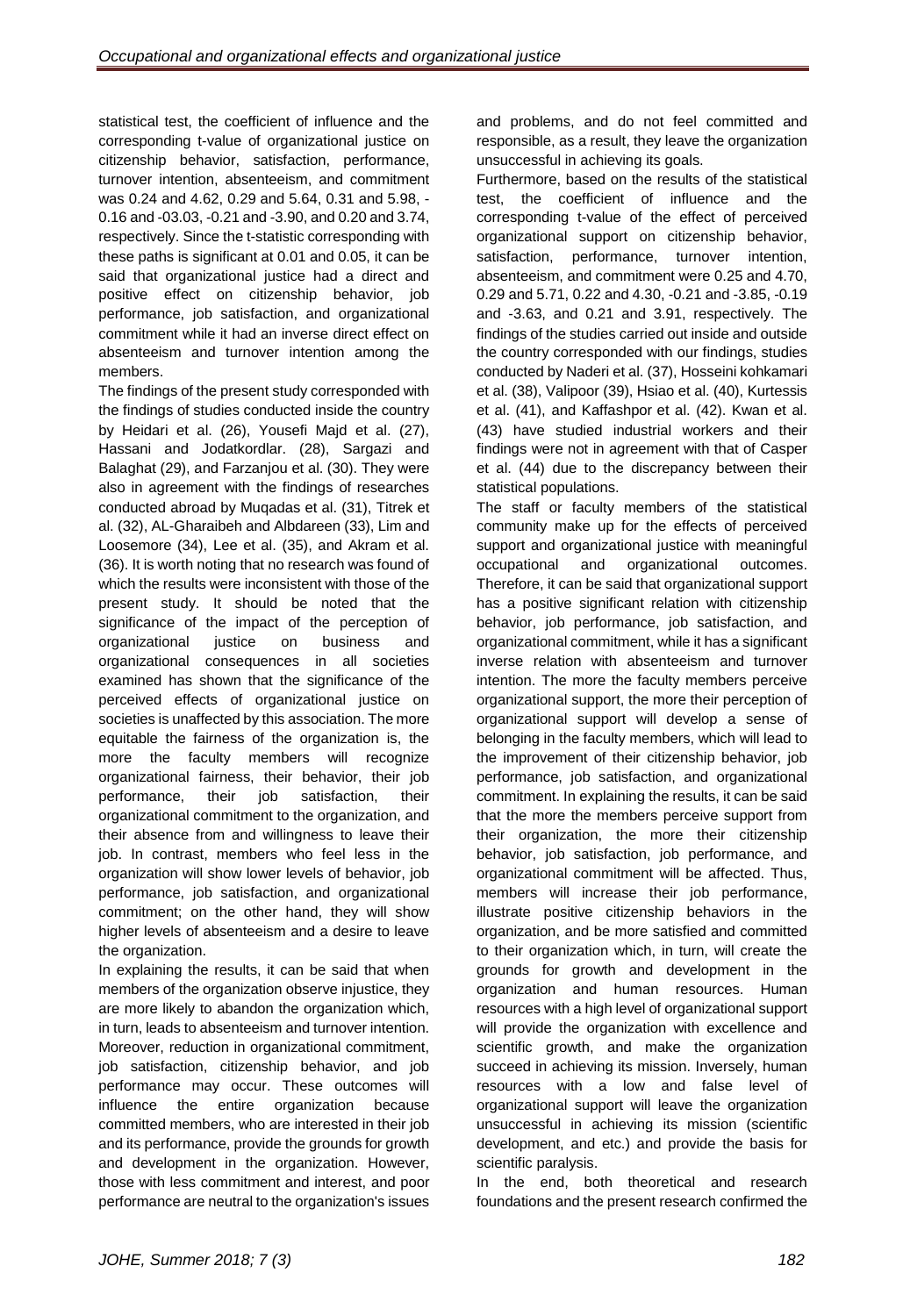statistical test, the coefficient of influence and the corresponding t-value of organizational justice on citizenship behavior, satisfaction, performance, turnover intention, absenteeism, and commitment was 0.24 and 4.62, 0.29 and 5.64, 0.31 and 5.98, -0.16 and -03.03, -0.21 and -3.90, and 0.20 and 3.74, respectively. Since the t-statistic corresponding with these paths is significant at 0.01 and 0.05, it can be said that organizational justice had a direct and positive effect on citizenship behavior, job performance, job satisfaction, and organizational commitment while it had an inverse direct effect on absenteeism and turnover intention among the members.

The findings of the present study corresponded with the findings of studies conducted inside the country by Heidari et al. (26), Yousefi Majd et al. (27), Hassani and Jodatkordlar. (28), Sargazi and Balaghat (29), and Farzanjou et al. (30). They were also in agreement with the findings of researches conducted abroad by Muqadas et al. (31), Titrek et al. (32), AL-Gharaibeh and Albdareen (33), Lim and Loosemore (34), Lee et al. (35), and Akram et al. (36). It is worth noting that no research was found of which the results were inconsistent with those of the present study. It should be noted that the significance of the impact of the perception of organizational justice on business and organizational consequences in all societies examined has shown that the significance of the perceived effects of organizational justice on societies is unaffected by this association. The more equitable the fairness of the organization is, the more the faculty members will recognize organizational fairness, their behavior, their job performance, their job satisfaction, their organizational commitment to the organization, and their absence from and willingness to leave their job. In contrast, members who feel less in the organization will show lower levels of behavior, job performance, job satisfaction, and organizational commitment; on the other hand, they will show higher levels of absenteeism and a desire to leave the organization.

In explaining the results, it can be said that when members of the organization observe injustice, they are more likely to abandon the organization which, in turn, leads to absenteeism and turnover intention. Moreover, reduction in organizational commitment, job satisfaction, citizenship behavior, and job performance may occur. These outcomes will influence the entire organization because committed members, who are interested in their job and its performance, provide the grounds for growth and development in the organization. However, those with less commitment and interest, and poor performance are neutral to the organization's issues and problems, and do not feel committed and responsible, as a result, they leave the organization unsuccessful in achieving its goals.

Furthermore, based on the results of the statistical test, the coefficient of influence and the corresponding t-value of the effect of perceived organizational support on citizenship behavior, satisfaction, performance, turnover intention, absenteeism, and commitment were 0.25 and 4.70, 0.29 and 5.71, 0.22 and 4.30, -0.21 and -3.85, -0.19 and -3.63, and 0.21 and 3.91, respectively. The findings of the studies carried out inside and outside the country corresponded with our findings, studies conducted by Naderi et al. (37), Hosseini kohkamari et al. (38), Valipoor (39), Hsiao et al. (40), Kurtessis et al. (41), and Kaffashpor et al. (42). Kwan et al. (43) have studied industrial workers and their findings were not in agreement with that of Casper et al. (44) due to the discrepancy between their statistical populations.

The staff or faculty members of the statistical community make up for the effects of perceived support and organizational justice with meaningful occupational and organizational outcomes. Therefore, it can be said that organizational support has a positive significant relation with citizenship behavior, job performance, job satisfaction, and organizational commitment, while it has a significant inverse relation with absenteeism and turnover intention. The more the faculty members perceive organizational support, the more their perception of organizational support will develop a sense of belonging in the faculty members, which will lead to the improvement of their citizenship behavior, job performance, job satisfaction, and organizational commitment. In explaining the results, it can be said that the more the members perceive support from their organization, the more their citizenship behavior, job satisfaction, job performance, and organizational commitment will be affected. Thus, members will increase their job performance, illustrate positive citizenship behaviors in the organization, and be more satisfied and committed to their organization which, in turn, will create the grounds for growth and development in the organization and human resources. Human resources with a high level of organizational support will provide the organization with excellence and scientific growth, and make the organization succeed in achieving its mission. Inversely, human resources with a low and false level of organizational support will leave the organization unsuccessful in achieving its mission (scientific development, and etc.) and provide the basis for scientific paralysis.

In the end, both theoretical and research foundations and the present research confirmed the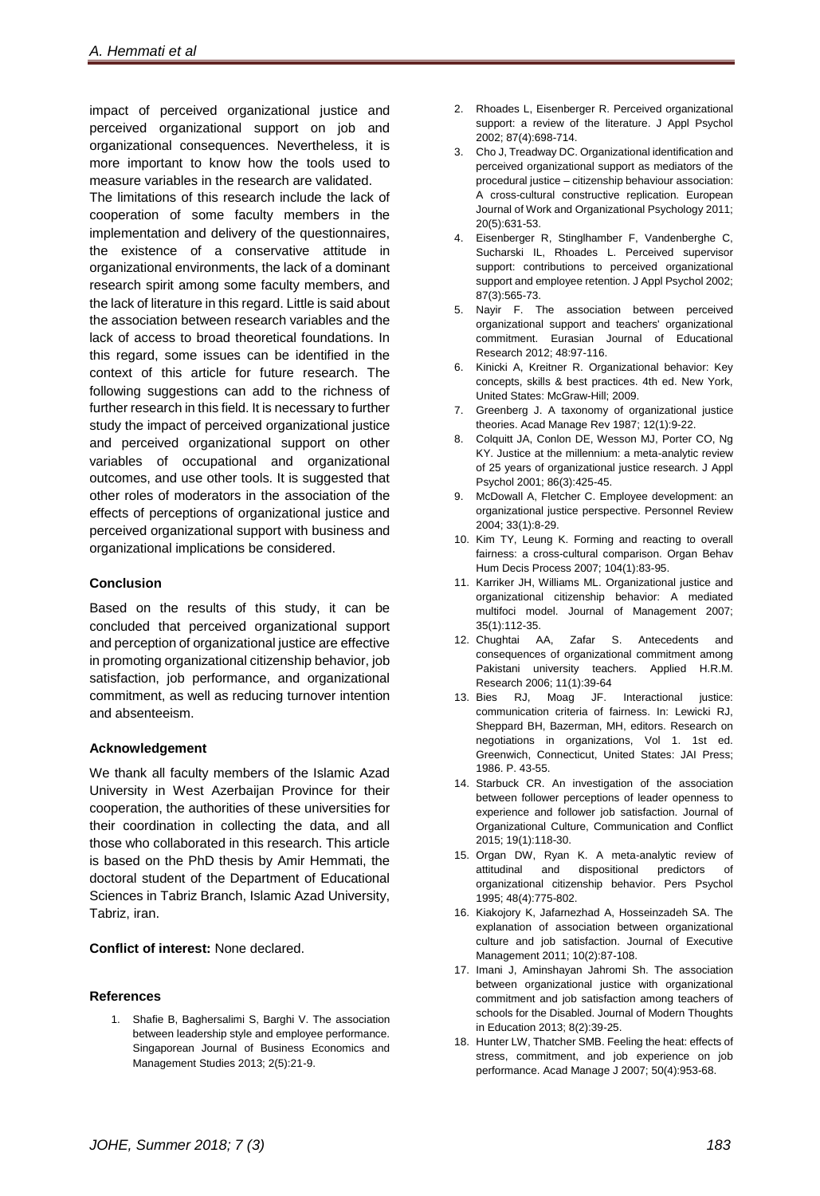impact of perceived organizational justice and perceived organizational support on job and organizational consequences. Nevertheless, it is more important to know how the tools used to measure variables in the research are validated.

The limitations of this research include the lack of cooperation of some faculty members in the implementation and delivery of the questionnaires, the existence of a conservative attitude in organizational environments, the lack of a dominant research spirit among some faculty members, and the lack of literature in this regard. Little is said about the association between research variables and the lack of access to broad theoretical foundations. In this regard, some issues can be identified in the context of this article for future research. The following suggestions can add to the richness of further research in this field. It is necessary to further study the impact of perceived organizational justice and perceived organizational support on other variables of occupational and organizational outcomes, and use other tools. It is suggested that other roles of moderators in the association of the effects of perceptions of organizational justice and perceived organizational support with business and organizational implications be considered.

### Conclusion

Based on the results of this study, it can be concluded that perceived organizational support and perception of organizational justice are effective in promoting organizational citizenship behavior, job satisfaction, job performance, and organizational commitment, as well as reducing turnover intention and absenteeism.

### Acknowledgement

We thank all faculty members of the Islamic Azad University in West Azerbaijan Province for their cooperation, the authorities of these universities for their coordination in collecting the data, and all those who collaborated in this research. This article is based on the PhD thesis by Amir Hemmati, the doctoral student of the Department of Educational Sciences in Tabriz Branch, Islamic Azad University, Tabriz, iran.

**Conflict of interest:** None declared.

### References

1. Shafie B, Baghersalimi S, Barghi V. The association between leadership style and employee performance. Singaporean Journal of Business Economics and Management Studies 2013; 2(5):21-9.
2. Rhoades L, Eisenberger R. Perceived organizational support: a review of the literature. J Appl Psychol 2002; 87(4):698-714.
3. Cho J, Treadway DC. Organizational identification and perceived organizational support as mediators of the procedural justice – citizenship behaviour association: A cross-cultural constructive replication. European Journal of Work and Organizational Psychology 2011; 20(5):631-53.
4. Eisenberger R, Stinglhamber F, Vandenberghe C, Sucharski IL, Rhoades L. Perceived supervisor support: contributions to perceived organizational support and employee retention. J Appl Psychol 2002; 87(3):565-73.
5. Nayir F. The association between perceived organizational support and teachers' organizational commitment. Eurasian Journal of Educational Research 2012; 48:97-116.
6. Kinicki A, Kreitner R. Organizational behavior: Key concepts, skills & best practices. 4th ed. New York, United States: McGraw-Hill; 2009.
7. Greenberg J. A taxonomy of organizational justice theories. Acad Manage Rev 1987; 12(1):9-22.
8. Colquitt JA, Conlon DE, Wesson MJ, Porter CO, Ng KY. Justice at the millennium: a meta-analytic review of 25 years of organizational justice research. J Appl Psychol 2001; 86(3):425-45.
9. McDowall A, Fletcher C. Employee development: an organizational justice perspective. Personnel Review 2004; 33(1):8-29.
10. Kim TY, Leung K. Forming and reacting to overall fairness: a cross-cultural comparison. Organ Behav Hum Decis Process 2007; 104(1):83-95.
11. Karriker JH, Williams ML. Organizational justice and organizational citizenship behavior: A mediated multifoci model. Journal of Management 2007; 35(1):112-35.
12. Chughtai AA, Zafar S. Antecedents and consequences of organizational commitment among Pakistani university teachers. Applied H.R.M. Research 2006; 11(1):39-64
13. Bies RJ, Moag JF. Interactional justice: communication criteria of fairness. In: Lewicki RJ, Sheppard BH, Bazerman, MH, editors. Research on negotiations in organizations, Vol 1. 1st ed. Greenwich, Connecticut, United States: JAI Press; 1986. P. 43-55.
14. Starbuck CR. An investigation of the association between follower perceptions of leader openness to experience and follower job satisfaction. Journal of Organizational Culture, Communication and Conflict 2015; 19(1):118-30.
15. Organ DW, Ryan K. A meta-analytic review of attitudinal and dispositional predictors of organizational citizenship behavior. Pers Psychol 1995; 48(4):775-802.
16. Kiakojory K, Jafarnezhad A, Hosseinzadeh SA. The explanation of association between organizational culture and job satisfaction. Journal of Executive Management 2011; 10(2):87-108.
17. Imani J, Aminshayan Jahromi Sh. The association between organizational justice with organizational commitment and job satisfaction among teachers of schools for the Disabled. Journal of Modern Thoughts in Education 2013; 8(2):39-25.
18. Hunter LW, Thatcher SMB. Feeling the heat: effects of stress, commitment, and job experience on job performance. Acad Manage J 2007; 50(4):953-68.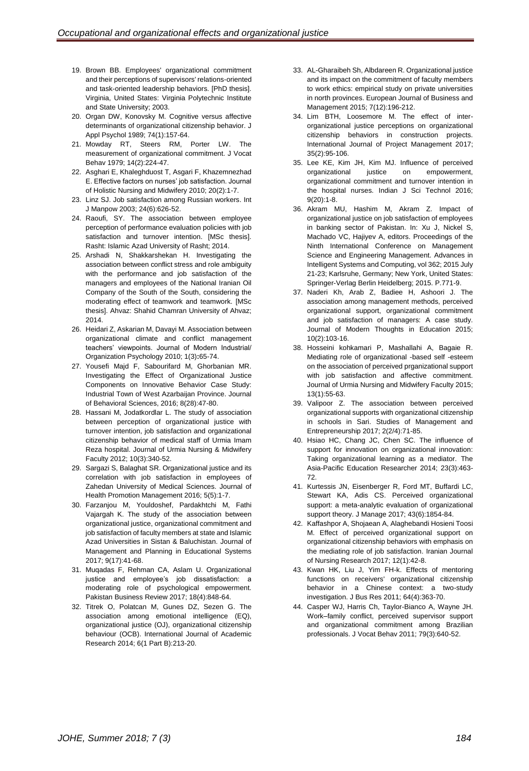19. Brown BB. Employees' organizational commitment and their perceptions of supervisors' relations-oriented and task-oriented leadership behaviors. [PhD thesis]. Virginia, United States: Virginia Polytechnic Institute and State University; 2003.
20. Organ DW, Konovsky M. Cognitive versus affective determinants of organizational citizenship behavior. J Appl Psychol 1989; 74(1):157-64.
21. Mowday RT, Steers RM, Porter LW. The measurement of organizational commitment. J Vocat Behav 1979; 14(2):224-47.
22. Asghari E, Khaleghduost T, Asgari F, Khazemnezhad E. Effective factors on nurses' job satisfaction. Journal of Holistic Nursing and Midwifery 2010; 20(2):1-7.
23. Linz SJ. Job satisfaction among Russian workers. Int J Manpow 2003; 24(6):626-52.
24. Raoufi, SY. The association between employee perception of performance evaluation policies with job satisfaction and turnover intention. [MSc thesis]. Rasht: Islamic Azad University of Rasht; 2014.
25. Arshadi N, Shakkarshekan H. Investigating the association between conflict stress and role ambiguity with the performance and job satisfaction of the managers and employees of the National Iranian Oil Company of the South of the South, considering the moderating effect of teamwork and teamwork. [MSc thesis]. Ahvaz: Shahid Chamran University of Ahvaz; 2014.
26. Heidari Z, Askarian M, Davayi M. Association between organizational climate and conflict management teachers' viewpoints. Journal of Modern Industrial/ Organization Psychology 2010; 1(3)**:**65-74.
27. Yousefi Majd F, Sabourifard M, Ghorbanian MR. Investigating the Effect of Organizational Justice Components on Innovative Behavior Case Study: Industrial Town of West Azarbaijan Province. Journal of Behavioral Sciences, 2016; 8(28):47-80.
28. Hassani M, Jodatkordlar L. The study of association between perception of organizational justice with turnover intention, job satisfaction and organizational citizenship behavior of medical staff of Urmia Imam Reza hospital. Journal of Urmia Nursing & Midwifery Faculty 2012; 10(3):340-52.
29. Sargazi S, Balaghat SR. Organizational justice and its correlation with job satisfaction in employees of Zahedan University of Medical Sciences. Journal of Health Promotion Management 2016; 5(5):1-7.
30. Farzanjou M, Youldoshef, Pardakhtchi M, Fathi Vajargah K. The study of the association between organizational justice, organizational commitment and job satisfaction of faculty members at state and Islamic Azad Universities in Sistan & Baluchistan. Journal of Management and Planning in Educational Systems 2017; 9(17):41-68.
31. Muqadas F, Rehman CA, Aslam U. Organizational justice and employee's job dissatisfaction: a moderating role of psychological empowerment. Pakistan Business Review 2017; 18(4):848-64.
32. Titrek O, Polatcan M, Gunes DZ, Sezen G. The association among emotional intelligence (EQ), organizational justice (OJ), organizational citizenship behaviour (OCB). International Journal of Academic Research 2014; 6(1 Part B):213-20.
33. AL-Gharaibeh Sh, Albdareen R. Organizational justice and its impact on the commitment of faculty members to work ethics: empirical study on private universities in north provinces. European Journal of Business and Management 2015; 7(12):196-212.
34. Lim BTH, Loosemore M. The effect of inter-organizational justice perceptions on organizational citizenship behaviors in construction projects. International Journal of Project Management 2017; 35(2):95-106.
35. Lee KE, Kim JH, Kim MJ. Influence of perceived organizational justice on empowerment, organizational commitment and turnover intention in the hospital nurses. Indian J Sci Technol 2016; 9(20):1-8.
36. Akram MU, Hashim M, Akram Z. Impact of organizational justice on job satisfaction of employees in banking sector of Pakistan. In: Xu J, Nickel S, Machado VC, Hajiyev A, editors. Proceedings of the Ninth International Conference on Management Science and Engineering Management. Advances in Intelligent Systems and Computing, vol 362; 2015 July 21-23; Karlsruhe, Germany; New York, United States: Springer-Verlag Berlin Heidelberg; 2015. P.771-9.
37. Naderi Kh, Arab Z, Badiee H, Ashoori J. The association among management methods, perceived organizational support, organizational commitment and job satisfaction of managers: A case study. Journal of Modern Thoughts in Education 2015; 10(2):103-16.
38. Hosseini kohkamari P, Mashallahi A, Bagaie R. Mediating role of organizational -based self -esteem on the association of perceived prganizational support with job satisfaction and affective commitment. Journal of Urmia Nursing and Midwifery Faculty 2015; 13(1):55-63.
39. Valipoor Z. The association between perceived organizational supports with organizational citizenship in schools in Sari. Studies of Management and Entrepreneurship 2017; 2(2/4):71-85.
40. Hsiao HC, Chang JC, Chen SC. The influence of support for innovation on organizational innovation: Taking organizational learning as a mediator. The Asia-Pacific Education Researcher 2014; 23(3):463-72.
41. Kurtessis JN, Eisenberger R, Ford MT, Buffardi LC, Stewart KA, Adis CS. Perceived organizational support: a meta-analytic evaluation of organizational support theory. J Manage 2017; 43(6):1854-84.
42. Kaffashpor A, Shojaean A, Alaghebandi Hosieni Toosi M. Effect of perceived organizational support on organizational citizenship behaviors with emphasis on the mediating role of job satisfaction. Iranian Journal of Nursing Research 2017; 12(1):42-8.
43. Kwan HK, Liu J, Yim FH-k. Effects of mentoring functions on receivers' organizational citizenship behavior in a Chinese context: a two-study investigation. J Bus Res 2011; 64(4):363-70.
44. Casper WJ, Harris Ch, Taylor-Bianco A, Wayne JH. Work–family conflict, perceived supervisor support and organizational commitment among Brazilian professionals. J Vocat Behav 2011; 79(3):640-52.